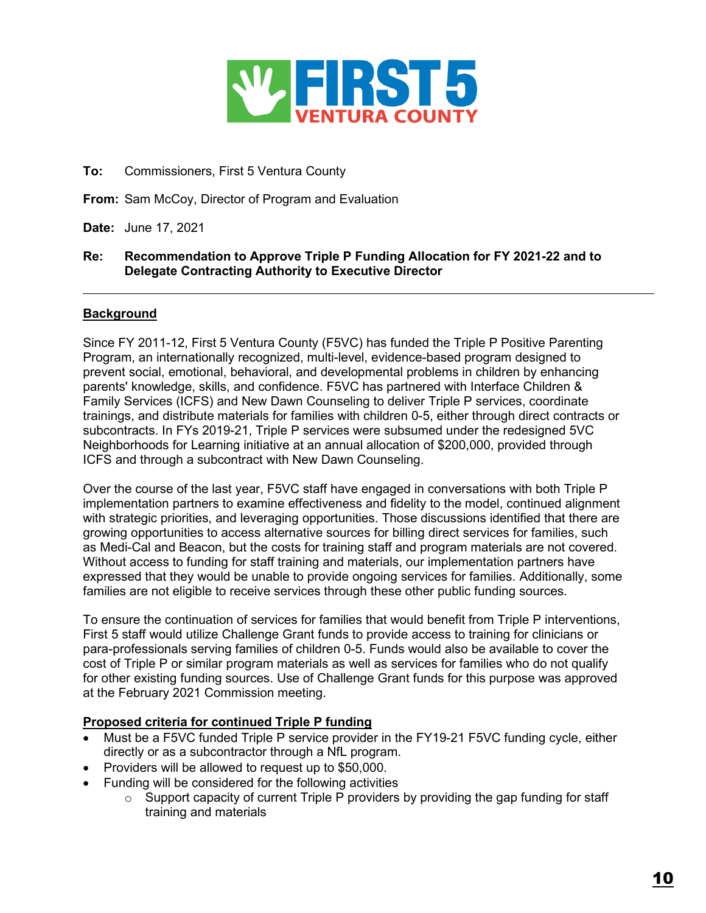**To:** Commissioners, First 5 Ventura County

**From:** Sam McCoy, Director of Program and Evaluation

**Date:** June 17, 2021

**Re: Recommendation to Approve Triple P Funding Allocation for FY 2021-22 and to Delegate Contracting Authority to Executive Director**

---

## Background

Since FY 2011-12, First 5 Ventura County (F5VC) has funded the Triple P Positive Parenting Program, an internationally recognized, multi-level, evidence-based program designed to prevent social, emotional, behavioral, and developmental problems in children by enhancing parents' knowledge, skills, and confidence. F5VC has partnered with Interface Children & Family Services (ICFS) and New Dawn Counseling to deliver Triple P services, coordinate trainings, and distribute materials for families with children 0-5, either through direct contracts or subcontracts. In FYs 2019-21, Triple P services were subsumed under the redesigned 5VC Neighborhoods for Learning initiative at an annual allocation of $200,000, provided through ICFS and through a subcontract with New Dawn Counseling.

Over the course of the last year, F5VC staff have engaged in conversations with both Triple P implementation partners to examine effectiveness and fidelity to the model, continued alignment with strategic priorities, and leveraging opportunities. Those discussions identified that there are growing opportunities to access alternative sources for billing direct services for families, such as Medi-Cal and Beacon, but the costs for training staff and program materials are not covered. Without access to funding for staff training and materials, our implementation partners have expressed that they would be unable to provide ongoing services for families. Additionally, some families are not eligible to receive services through these other public funding sources.

To ensure the continuation of services for families that would benefit from Triple P interventions, First 5 staff would utilize Challenge Grant funds to provide access to training for clinicians or para-professionals serving families of children 0-5. Funds would also be available to cover the cost of Triple P or similar program materials as well as services for families who do not qualify for other existing funding sources. Use of Challenge Grant funds for this purpose was approved at the February 2021 Commission meeting.

## Proposed criteria for continued Triple P funding

- Must be a F5VC funded Triple P service provider in the FY19-21 F5VC funding cycle, either directly or as a subcontractor through a NfL program.
- Providers will be allowed to request up to $50,000.
- Funding will be considered for the following activities
  - Support capacity of current Triple P providers by providing the gap funding for staff training and materials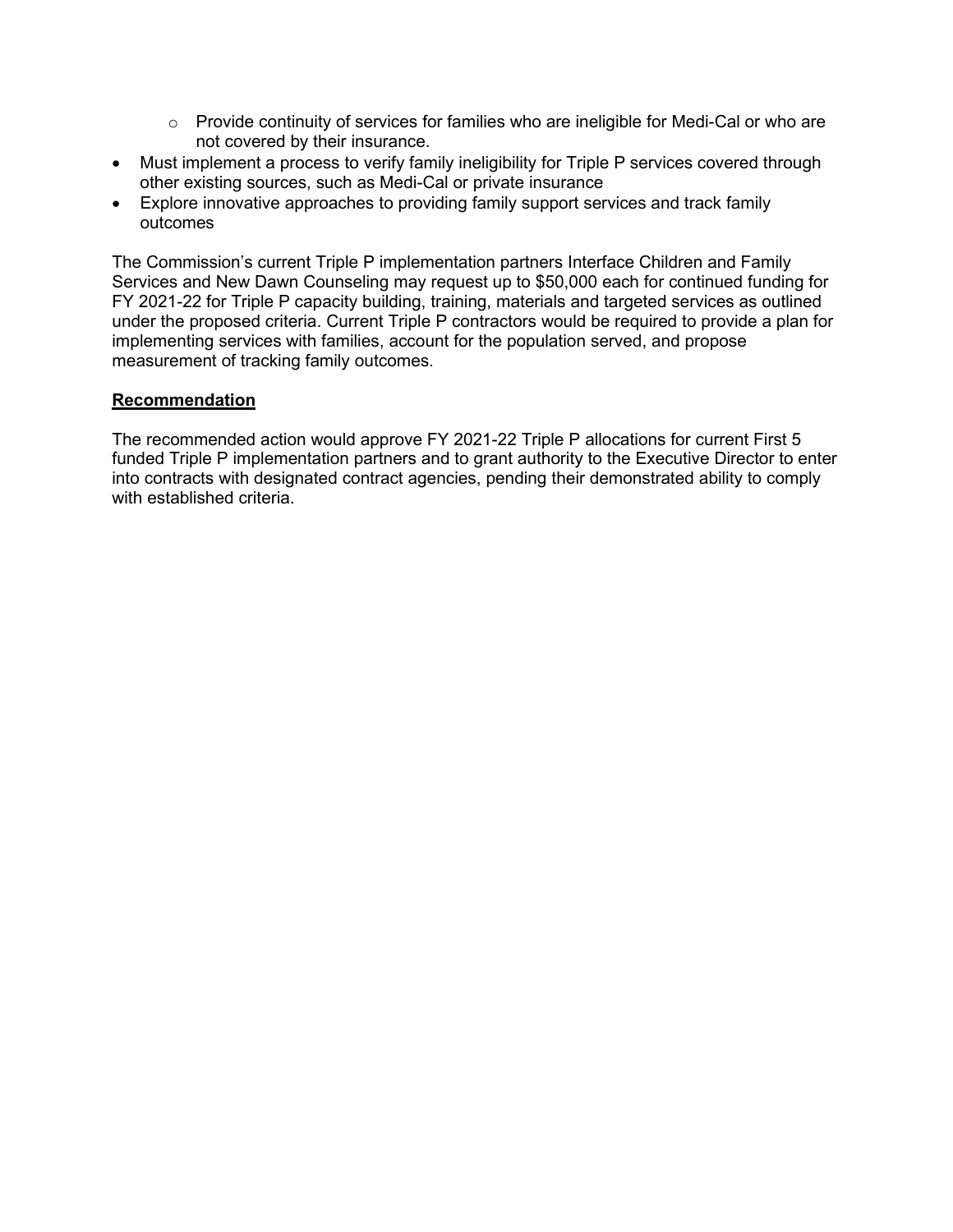- Provide continuity of services for families who are ineligible for Medi-Cal or who are not covered by their insurance.
- Must implement a process to verify family ineligibility for Triple P services covered through other existing sources, such as Medi-Cal or private insurance
- Explore innovative approaches to providing family support services and track family outcomes

The Commission's current Triple P implementation partners Interface Children and Family Services and New Dawn Counseling may request up to $50,000 each for continued funding for FY 2021-22 for Triple P capacity building, training, materials and targeted services as outlined under the proposed criteria. Current Triple P contractors would be required to provide a plan for implementing services with families, account for the population served, and propose measurement of tracking family outcomes.

**Recommendation**

The recommended action would approve FY 2021-22 Triple P allocations for current First 5 funded Triple P implementation partners and to grant authority to the Executive Director to enter into contracts with designated contract agencies, pending their demonstrated ability to comply with established criteria.